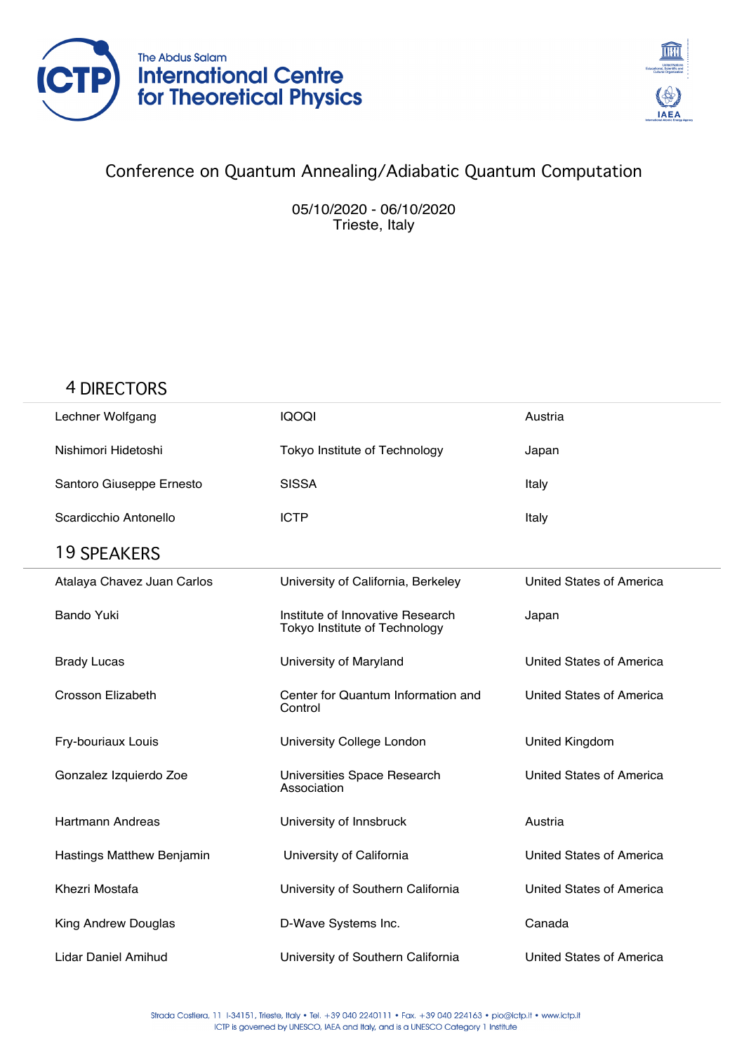The Abdus Salam
**International Centre for Theoretical Physics**

# Conference on Quantum Annealing/Adiabatic Quantum Computation

05/10/2020 - 06/10/2020
Trieste, Italy

## 4 DIRECTORS

| | | |
|---|---|---|
| Lechner Wolfgang | IQOQI | Austria |
| Nishimori Hidetoshi | Tokyo Institute of Technology | Japan |
| Santoro Giuseppe Ernesto | SISSA | Italy |
| Scardicchio Antonello | ICTP | Italy |

## 19 SPEAKERS

| | | |
|---|---|---|
| Atalaya Chavez Juan Carlos | University of California, Berkeley | United States of America |
| Bando Yuki | Institute of Innovative Research Tokyo Institute of Technology | Japan |
| Brady Lucas | University of Maryland | United States of America |
| Crosson Elizabeth | Center for Quantum Information and Control | United States of America |
| Fry-bouriaux Louis | University College London | United Kingdom |
| Gonzalez Izquierdo Zoe | Universities Space Research Association | United States of America |
| Hartmann Andreas | University of Innsbruck | Austria |
| Hastings Matthew Benjamin | University of California | United States of America |
| Khezri Mostafa | University of Southern California | United States of America |
| King Andrew Douglas | D-Wave Systems Inc. | Canada |
| Lidar Daniel Amihud | University of Southern California | United States of America |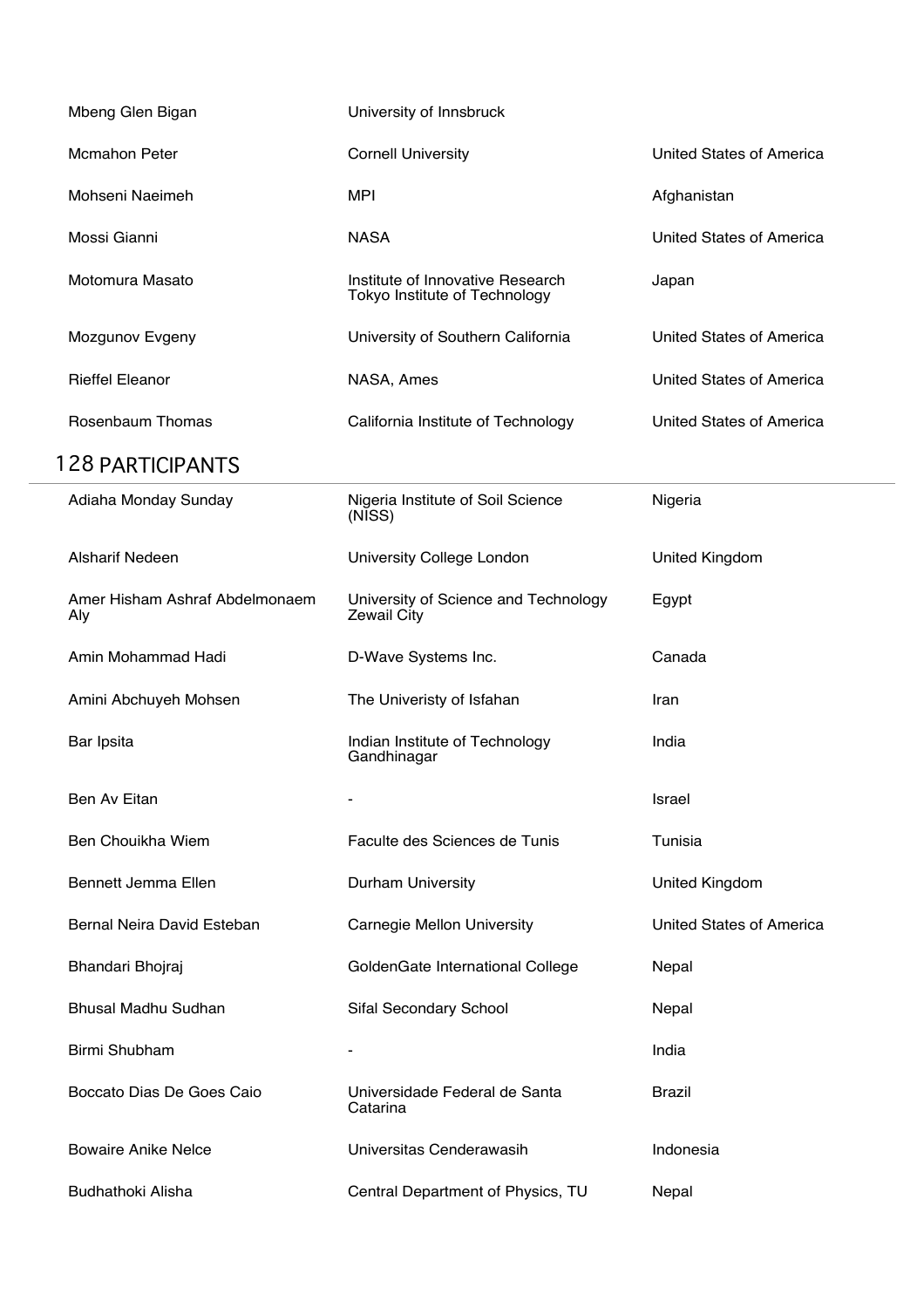| | | |
|---|---|---|
| Mbeng Glen Bigan | University of Innsbruck | |
| Mcmahon Peter | Cornell University | United States of America |
| Mohseni Naeimeh | MPI | Afghanistan |
| Mossi Gianni | NASA | United States of America |
| Motomura Masato | Institute of Innovative Research Tokyo Institute of Technology | Japan |
| Mozgunov Evgeny | University of Southern California | United States of America |
| Rieffel Eleanor | NASA, Ames | United States of America |
| Rosenbaum Thomas | California Institute of Technology | United States of America |

## 128 PARTICIPANTS

| | | |
|---|---|---|
| Adiaha Monday Sunday | Nigeria Institute of Soil Science (NISS) | Nigeria |
| Alsharif Nedeen | University College London | United Kingdom |
| Amer Hisham Ashraf Abdelmonaem Aly | University of Science and Technology Zewail City | Egypt |
| Amin Mohammad Hadi | D-Wave Systems Inc. | Canada |
| Amini Abchuyeh Mohsen | The Univeristy of Isfahan | Iran |
| Bar Ipsita | Indian Institute of Technology Gandhinagar | India |
| Ben Av Eitan | - | Israel |
| Ben Chouikha Wiem | Faculte des Sciences de Tunis | Tunisia |
| Bennett Jemma Ellen | Durham University | United Kingdom |
| Bernal Neira David Esteban | Carnegie Mellon University | United States of America |
| Bhandari Bhojraj | GoldenGate International College | Nepal |
| Bhusal Madhu Sudhan | Sifal Secondary School | Nepal |
| Birmi Shubham | - | India |
| Boccato Dias De Goes Caio | Universidade Federal de Santa Catarina | Brazil |
| Bowaire Anike Nelce | Universitas Cenderawasih | Indonesia |
| Budhathoki Alisha | Central Department of Physics, TU | Nepal |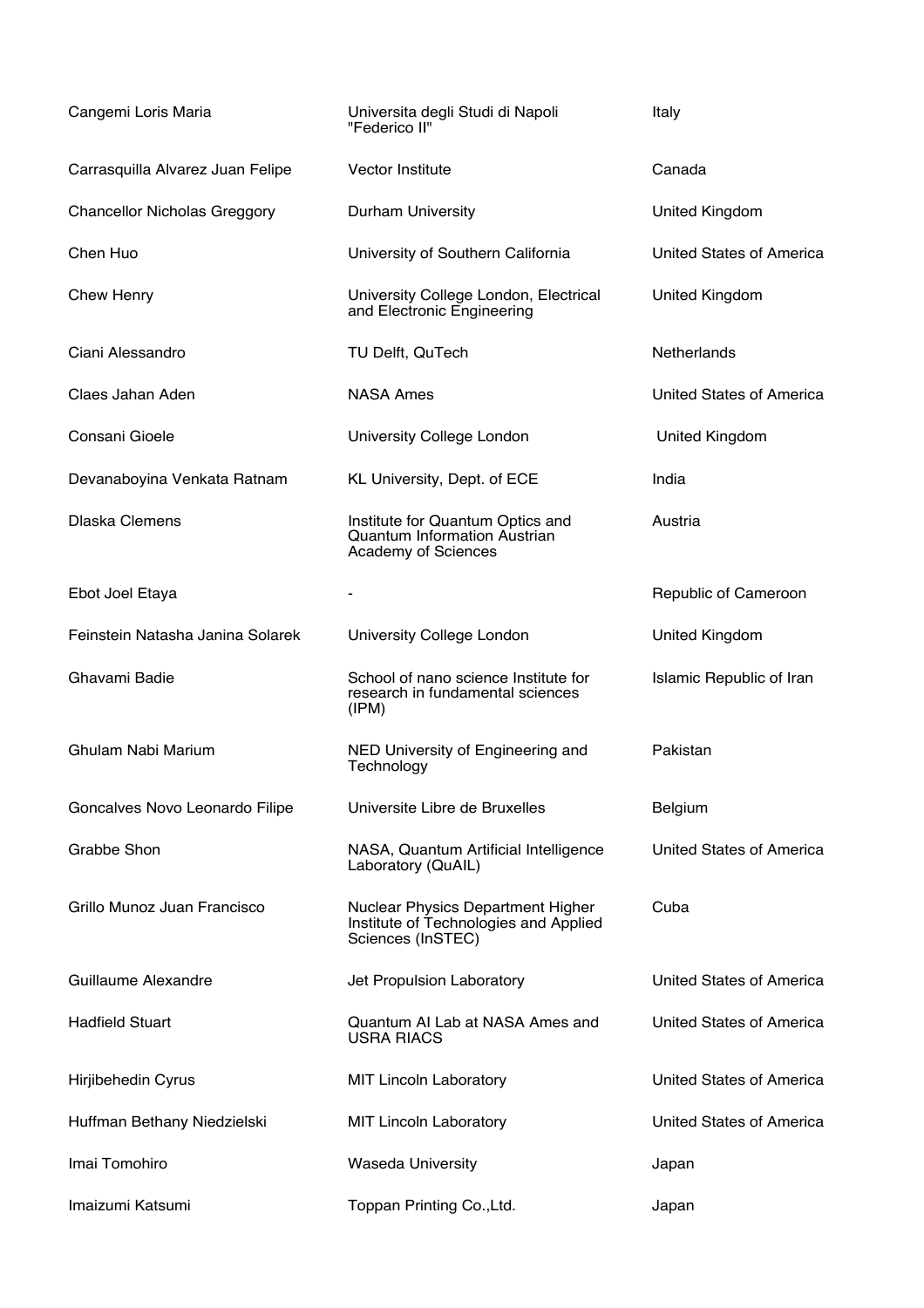| | | |
|---|---|---|
| Cangemi Loris Maria | Universita degli Studi di Napoli "Federico II" | Italy |
| Carrasquilla Alvarez Juan Felipe | Vector Institute | Canada |
| Chancellor Nicholas Greggory | Durham University | United Kingdom |
| Chen Huo | University of Southern California | United States of America |
| Chew Henry | University College London, Electrical and Electronic Engineering | United Kingdom |
| Ciani Alessandro | TU Delft, QuTech | Netherlands |
| Claes Jahan Aden | NASA Ames | United States of America |
| Consani Gioele | University College London | United Kingdom |
| Devanaboyina Venkata Ratnam | KL University, Dept. of ECE | India |
| Dlaska Clemens | Institute for Quantum Optics and Quantum Information Austrian Academy of Sciences | Austria |
| Ebot Joel Etaya | - | Republic of Cameroon |
| Feinstein Natasha Janina Solarek | University College London | United Kingdom |
| Ghavami Badie | School of nano science Institute for research in fundamental sciences (IPM) | Islamic Republic of Iran |
| Ghulam Nabi Marium | NED University of Engineering and Technology | Pakistan |
| Goncalves Novo Leonardo Filipe | Universite Libre de Bruxelles | Belgium |
| Grabbe Shon | NASA, Quantum Artificial Intelligence Laboratory (QuAIL) | United States of America |
| Grillo Munoz Juan Francisco | Nuclear Physics Department Higher Institute of Technologies and Applied Sciences (InSTEC) | Cuba |
| Guillaume Alexandre | Jet Propulsion Laboratory | United States of America |
| Hadfield Stuart | Quantum AI Lab at NASA Ames and USRA RIACS | United States of America |
| Hirjibehedin Cyrus | MIT Lincoln Laboratory | United States of America |
| Huffman Bethany Niedzielski | MIT Lincoln Laboratory | United States of America |
| Imai Tomohiro | Waseda University | Japan |
| Imaizumi Katsumi | Toppan Printing Co.,Ltd. | Japan |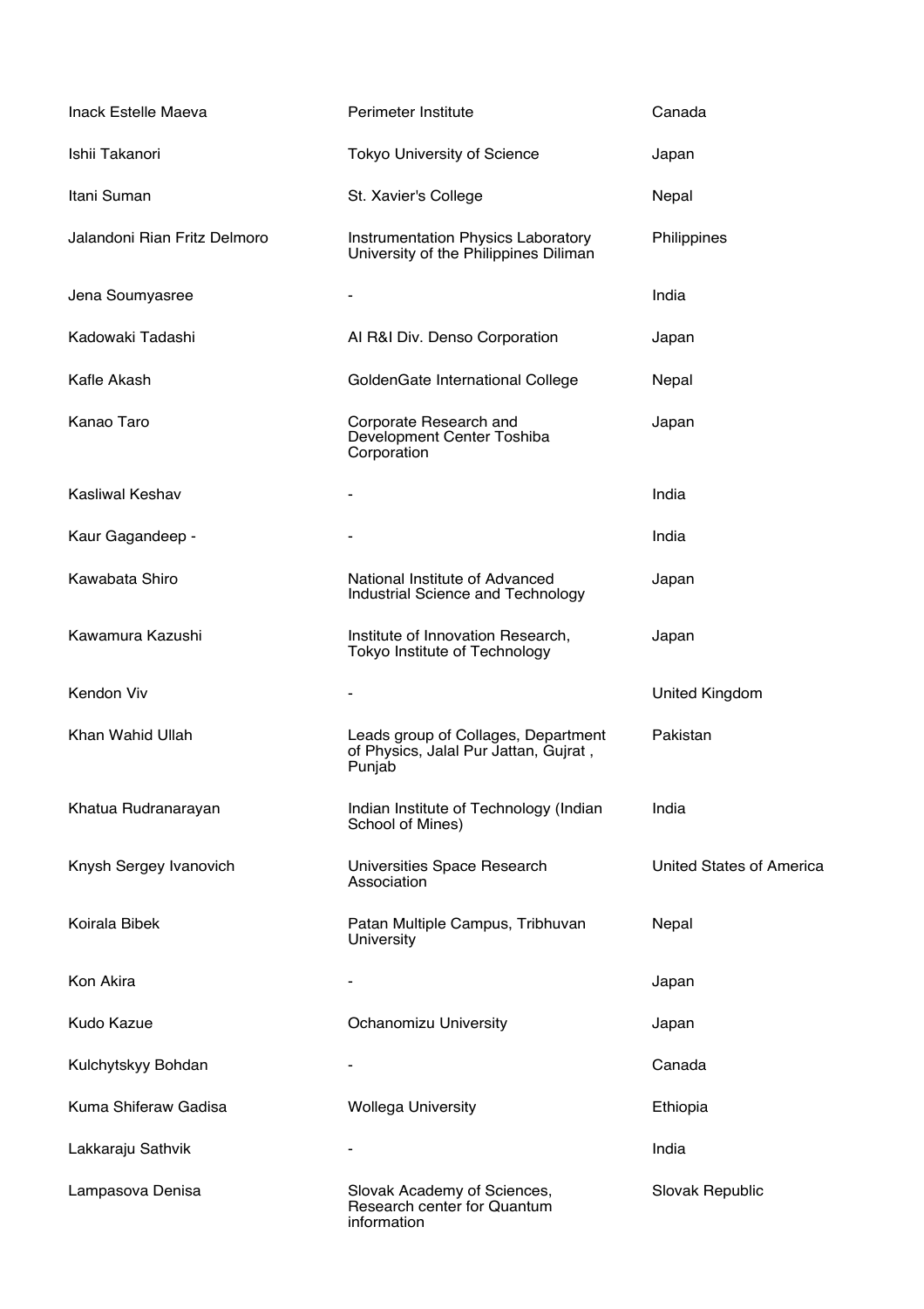| | | |
|---|---|---|
| Inack Estelle Maeva | Perimeter Institute | Canada |
| Ishii Takanori | Tokyo University of Science | Japan |
| Itani Suman | St. Xavier's College | Nepal |
| Jalandoni Rian Fritz Delmoro | Instrumentation Physics Laboratory University of the Philippines Diliman | Philippines |
| Jena Soumyasree | - | India |
| Kadowaki Tadashi | AI R&I Div. Denso Corporation | Japan |
| Kafle Akash | GoldenGate International College | Nepal |
| Kanao Taro | Corporate Research and Development Center Toshiba Corporation | Japan |
| Kasliwal Keshav | - | India |
| Kaur Gagandeep - | - | India |
| Kawabata Shiro | National Institute of Advanced Industrial Science and Technology | Japan |
| Kawamura Kazushi | Institute of Innovation Research, Tokyo Institute of Technology | Japan |
| Kendon Viv | - | United Kingdom |
| Khan Wahid Ullah | Leads group of Collages, Department of Physics, Jalal Pur Jattan, Gujrat , Punjab | Pakistan |
| Khatua Rudranarayan | Indian Institute of Technology (Indian School of Mines) | India |
| Knysh Sergey Ivanovich | Universities Space Research Association | United States of America |
| Koirala Bibek | Patan Multiple Campus, Tribhuvan University | Nepal |
| Kon Akira | - | Japan |
| Kudo Kazue | Ochanomizu University | Japan |
| Kulchytskyy Bohdan | - | Canada |
| Kuma Shiferaw Gadisa | Wollega University | Ethiopia |
| Lakkaraju Sathvik | - | India |
| Lampasova Denisa | Slovak Academy of Sciences, Research center for Quantum information | Slovak Republic |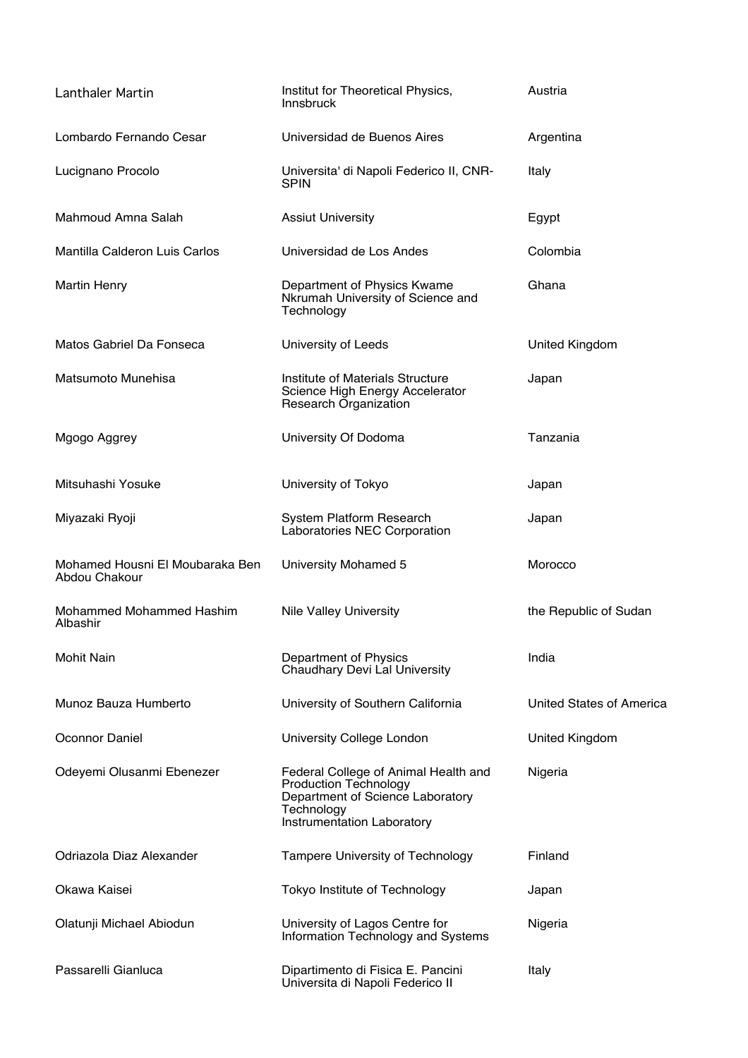| | | |
|---|---|---|
| Lanthaler Martin | Institut for Theoretical Physics, Innsbruck | Austria |
| Lombardo Fernando Cesar | Universidad de Buenos Aires | Argentina |
| Lucignano Procolo | Universita' di Napoli Federico II, CNR-SPIN | Italy |
| Mahmoud Amna Salah | Assiut University | Egypt |
| Mantilla Calderon Luis Carlos | Universidad de Los Andes | Colombia |
| Martin Henry | Department of Physics Kwame Nkrumah University of Science and Technology | Ghana |
| Matos Gabriel Da Fonseca | University of Leeds | United Kingdom |
| Matsumoto Munehisa | Institute of Materials Structure Science High Energy Accelerator Research Organization | Japan |
| Mgogo Aggrey | University Of Dodoma | Tanzania |
| Mitsuhashi Yosuke | University of Tokyo | Japan |
| Miyazaki Ryoji | System Platform Research Laboratories NEC Corporation | Japan |
| Mohamed Housni El Moubaraka Ben Abdou Chakour | University Mohamed 5 | Morocco |
| Mohammed Mohammed Hashim Albashir | Nile Valley University | the Republic of Sudan |
| Mohit Nain | Department of Physics Chaudhary Devi Lal University | India |
| Munoz Bauza Humberto | University of Southern California | United States of America |
| Oconnor Daniel | University College London | United Kingdom |
| Odeyemi Olusanmi Ebenezer | Federal College of Animal Health and Production Technology Department of Science Laboratory Technology Instrumentation Laboratory | Nigeria |
| Odriazola Diaz Alexander | Tampere University of Technology | Finland |
| Okawa Kaisei | Tokyo Institute of Technology | Japan |
| Olatunji Michael Abiodun | University of Lagos Centre for Information Technology and Systems | Nigeria |
| Passarelli Gianluca | Dipartimento di Fisica E. Pancini Universita di Napoli Federico II | Italy |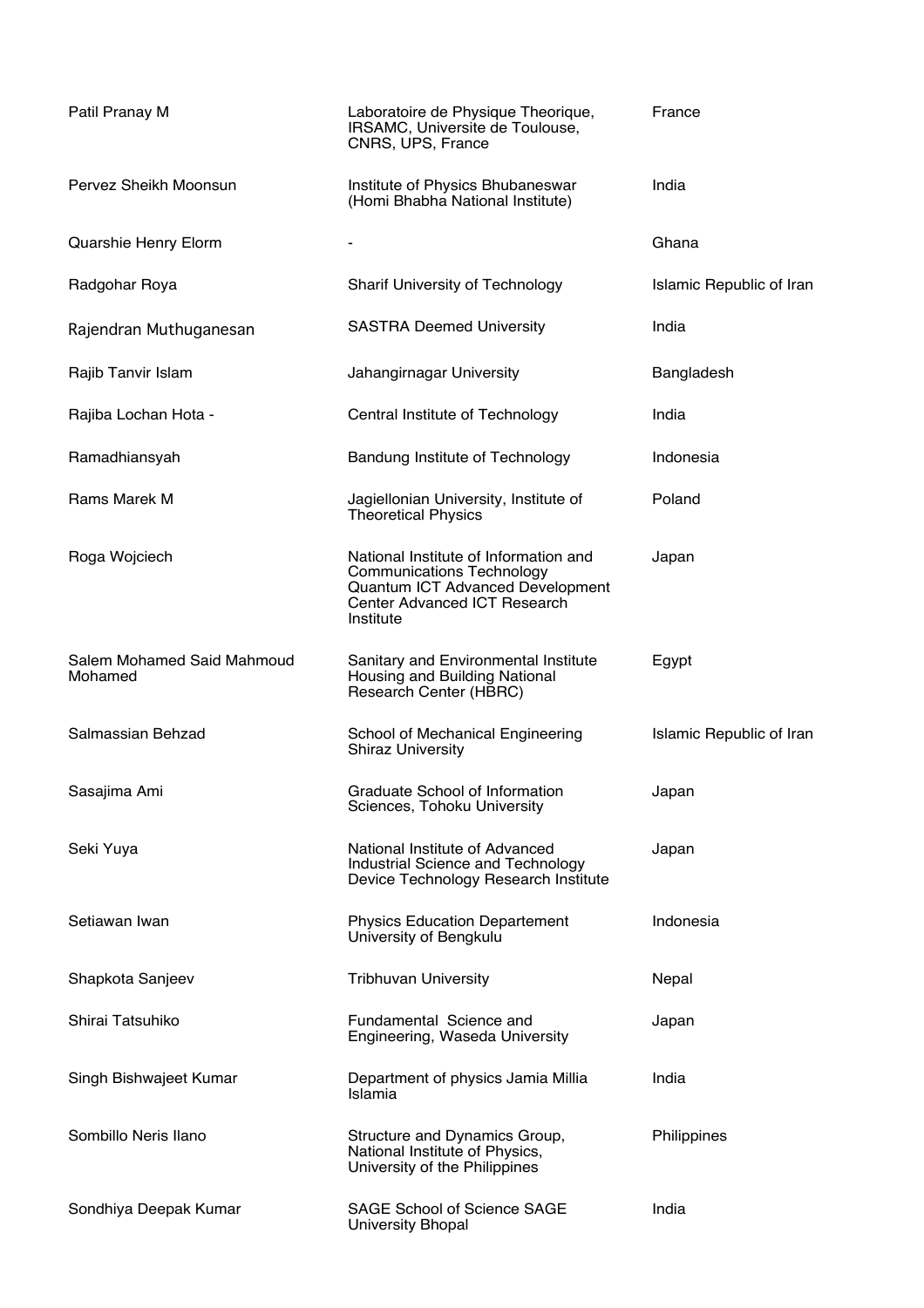| | | |
|---|---|---|
| Patil Pranay M | Laboratoire de Physique Theorique, IRSAMC, Universite de Toulouse, CNRS, UPS, France | France |
| Pervez Sheikh Moonsun | Institute of Physics Bhubaneswar (Homi Bhabha National Institute) | India |
| Quarshie Henry Elorm | - | Ghana |
| Radgohar Roya | Sharif University of Technology | Islamic Republic of Iran |
| Rajendran Muthuganesan | SASTRA Deemed University | India |
| Rajib Tanvir Islam | Jahangirnagar University | Bangladesh |
| Rajiba Lochan Hota - | Central Institute of Technology | India |
| Ramadhiansyah | Bandung Institute of Technology | Indonesia |
| Rams Marek M | Jagiellonian University, Institute of Theoretical Physics | Poland |
| Roga Wojciech | National Institute of Information and Communications Technology Quantum ICT Advanced Development Center Advanced ICT Research Institute | Japan |
| Salem Mohamed Said Mahmoud Mohamed | Sanitary and Environmental Institute Housing and Building National Research Center (HBRC) | Egypt |
| Salmassian Behzad | School of Mechanical Engineering Shiraz University | Islamic Republic of Iran |
| Sasajima Ami | Graduate School of Information Sciences, Tohoku University | Japan |
| Seki Yuya | National Institute of Advanced Industrial Science and Technology Device Technology Research Institute | Japan |
| Setiawan Iwan | Physics Education Departement University of Bengkulu | Indonesia |
| Shapkota Sanjeev | Tribhuvan University | Nepal |
| Shirai Tatsuhiko | Fundamental Science and Engineering, Waseda University | Japan |
| Singh Bishwajeet Kumar | Department of physics Jamia Millia Islamia | India |
| Sombillo Neris Ilano | Structure and Dynamics Group, National Institute of Physics, University of the Philippines | Philippines |
| Sondhiya Deepak Kumar | SAGE School of Science SAGE University Bhopal | India |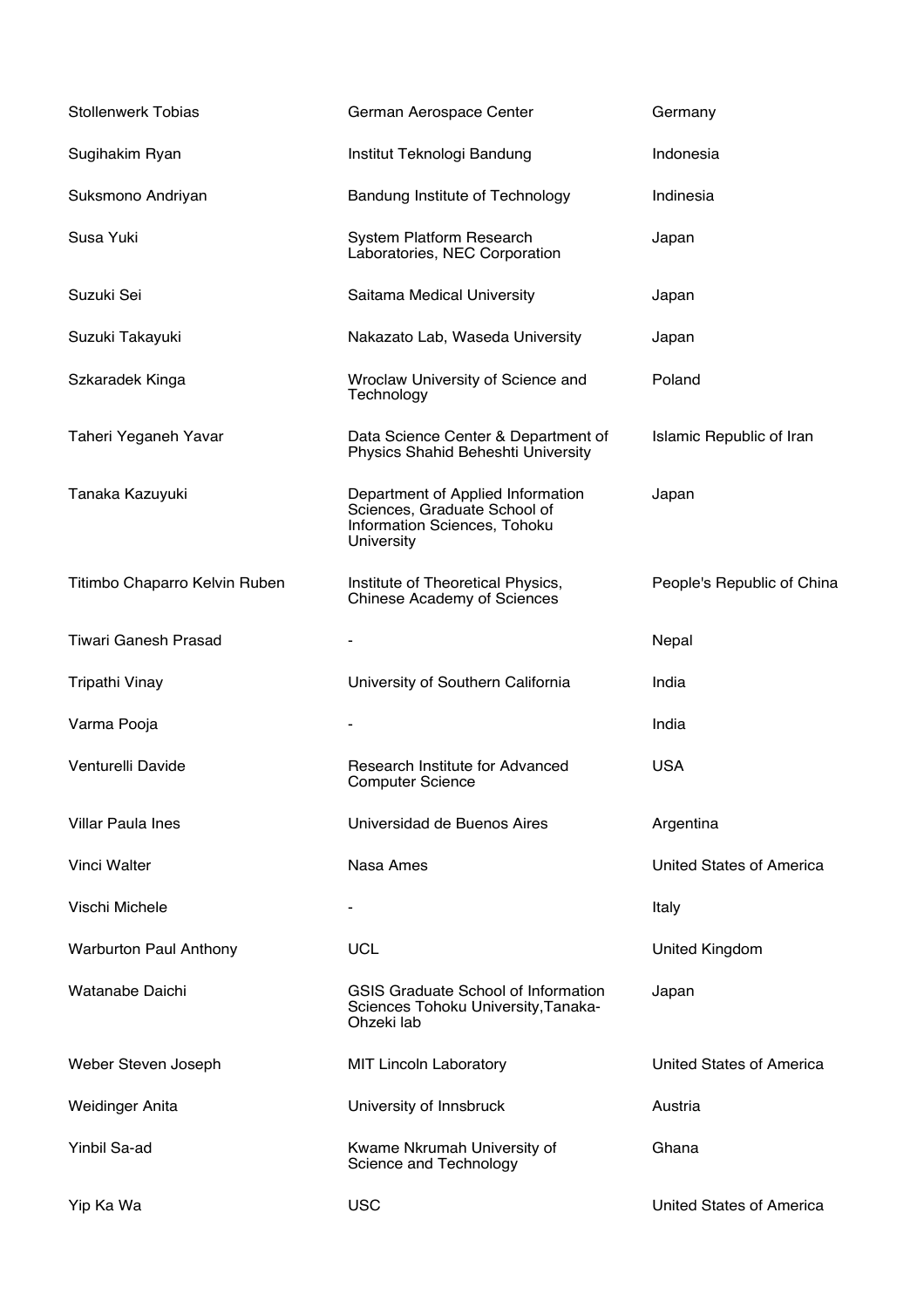| | | |
|---|---|---|
| Stollenwerk Tobias | German Aerospace Center | Germany |
| Sugihakim Ryan | Institut Teknologi Bandung | Indonesia |
| Suksmono Andriyan | Bandung Institute of Technology | Indinesia |
| Susa Yuki | System Platform Research Laboratories, NEC Corporation | Japan |
| Suzuki Sei | Saitama Medical University | Japan |
| Suzuki Takayuki | Nakazato Lab, Waseda University | Japan |
| Szkaradek Kinga | Wroclaw University of Science and Technology | Poland |
| Taheri Yeganeh Yavar | Data Science Center & Department of Physics Shahid Beheshti University | Islamic Republic of Iran |
| Tanaka Kazuyuki | Department of Applied Information Sciences, Graduate School of Information Sciences, Tohoku University | Japan |
| Titimbo Chaparro Kelvin Ruben | Institute of Theoretical Physics, Chinese Academy of Sciences | People's Republic of China |
| Tiwari Ganesh Prasad | - | Nepal |
| Tripathi Vinay | University of Southern California | India |
| Varma Pooja | - | India |
| Venturelli Davide | Research Institute for Advanced Computer Science | USA |
| Villar Paula Ines | Universidad de Buenos Aires | Argentina |
| Vinci Walter | Nasa Ames | United States of America |
| Vischi Michele | - | Italy |
| Warburton Paul Anthony | UCL | United Kingdom |
| Watanabe Daichi | GSIS Graduate School of Information Sciences Tohoku University,Tanaka-Ohzeki lab | Japan |
| Weber Steven Joseph | MIT Lincoln Laboratory | United States of America |
| Weidinger Anita | University of Innsbruck | Austria |
| Yinbil Sa-ad | Kwame Nkrumah University of Science and Technology | Ghana |
| Yip Ka Wa | USC | United States of America |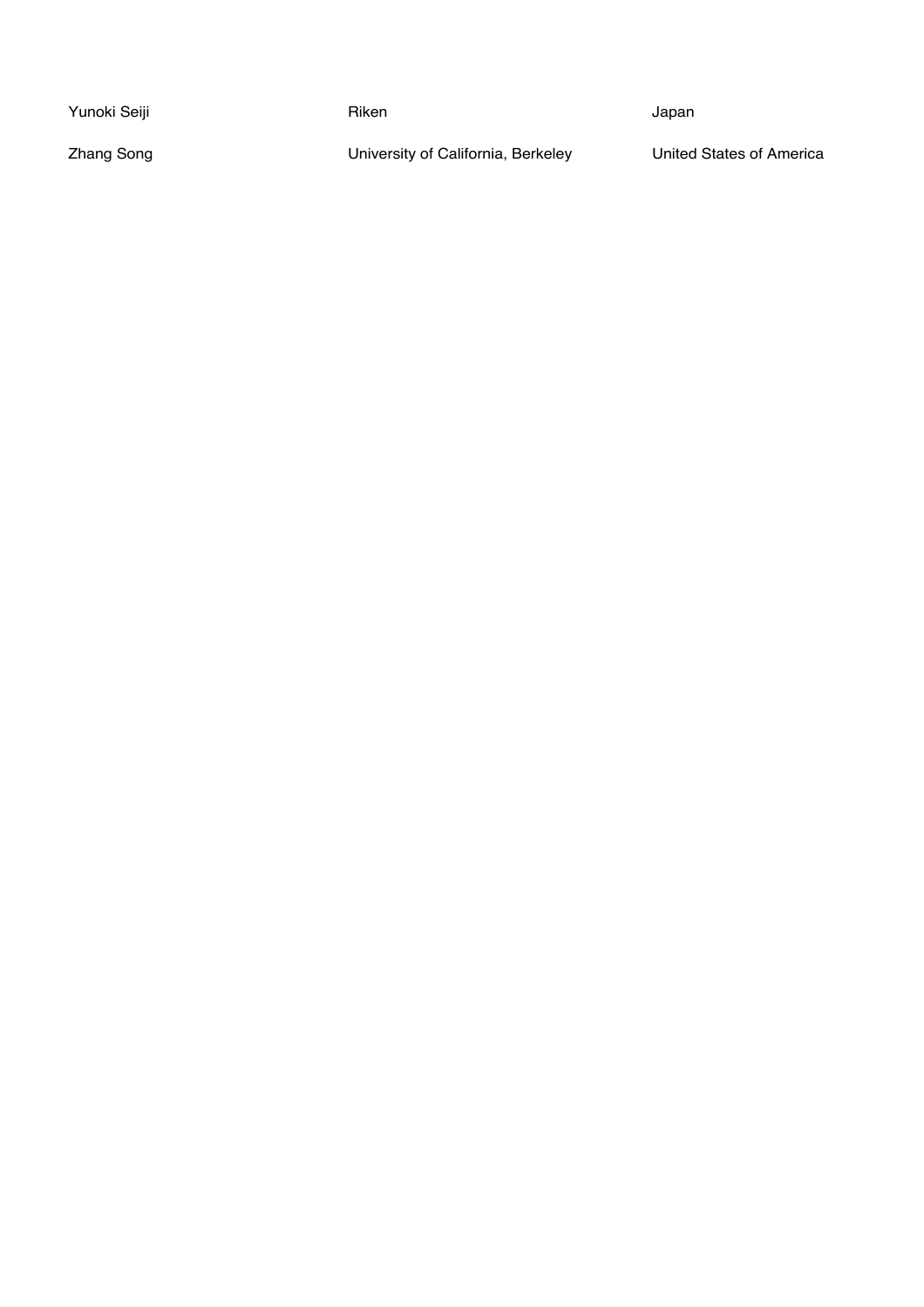| | | |
|---|---|---|
| Yunoki Seiji | Riken | Japan |
| Zhang Song | University of California, Berkeley | United States of America |